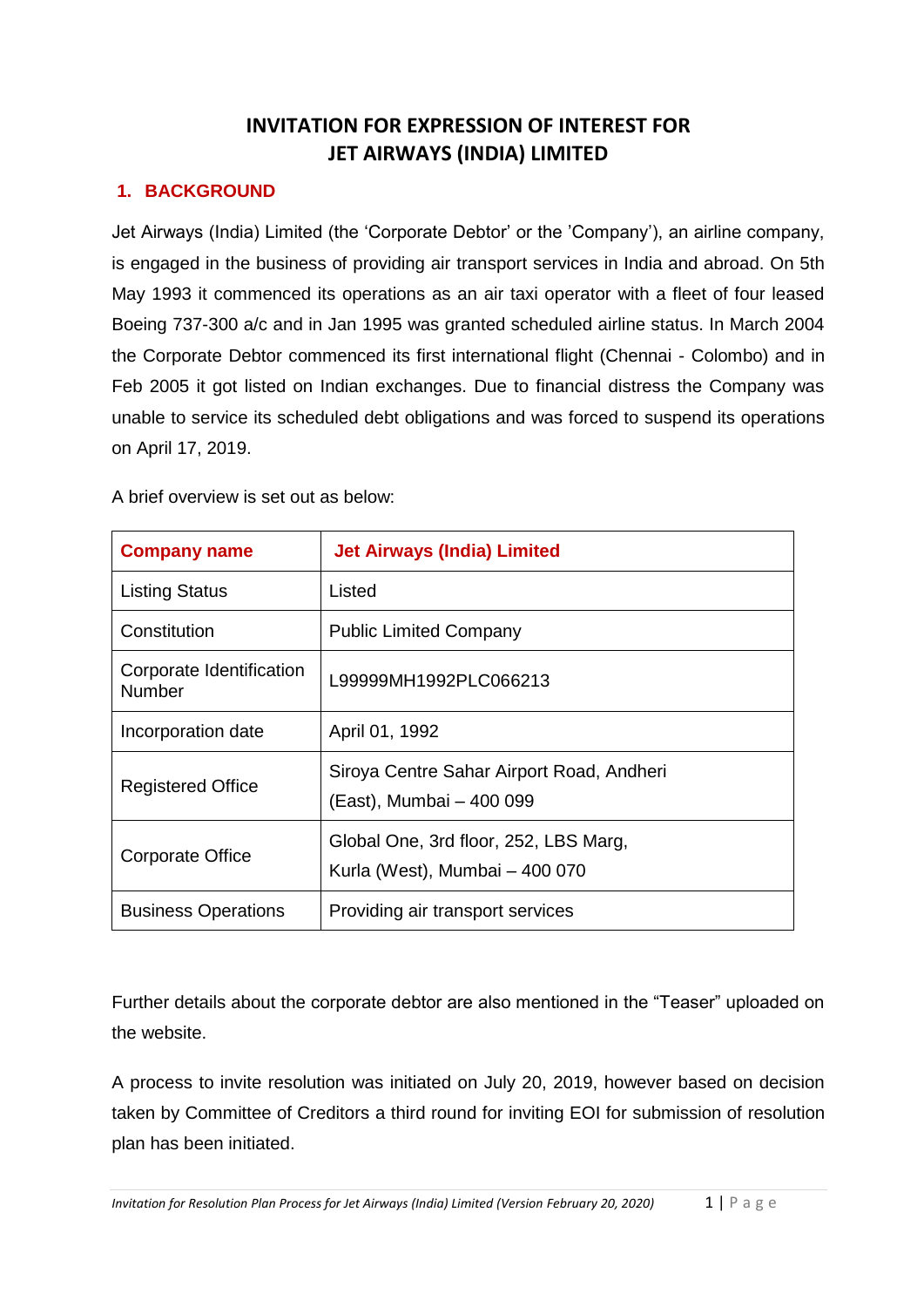# INVITATION FOR EXPRESSION OF INTEREST FOR JET AIRWAYS (INDIA) LIMITED

## 1. BACKGROUND

Jet Airways (India) Limited (the 'Corporate Debtor' or the 'Company'), an airline company, is engaged in the business of providing air transport services in India and abroad. On 5th May 1993 it commenced its operations as an air taxi operator with a fleet of four leased Boeing 737-300 a/c and in Jan 1995 was granted scheduled airline status. In March 2004 the Corporate Debtor commenced its first international flight (Chennai - Colombo) and in Feb 2005 it got listed on Indian exchanges. Due to financial distress the Company was unable to service its scheduled debt obligations and was forced to suspend its operations on April 17, 2019.

A brief overview is set out as below:

| Company name | Jet Airways (India) Limited |
|---|---|
| Listing Status | Listed |
| Constitution | Public Limited Company |
| Corporate Identification Number | L99999MH1992PLC066213 |
| Incorporation date | April 01, 1992 |
| Registered Office | Siroya Centre Sahar Airport Road, Andheri (East), Mumbai – 400 099 |
| Corporate Office | Global One, 3rd floor, 252, LBS Marg, Kurla (West), Mumbai – 400 070 |
| Business Operations | Providing air transport services |

Further details about the corporate debtor are also mentioned in the "Teaser" uploaded on the website.

A process to invite resolution was initiated on July 20, 2019, however based on decision taken by Committee of Creditors a third round for inviting EOI for submission of resolution plan has been initiated.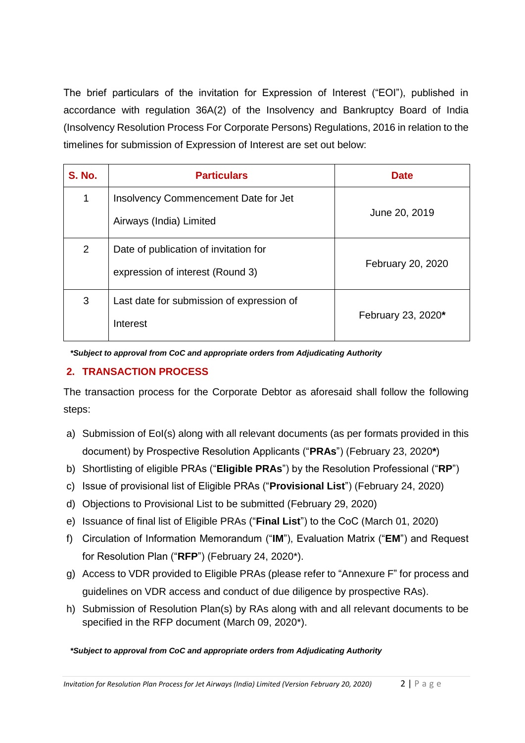The brief particulars of the invitation for Expression of Interest ("EOI"), published in accordance with regulation 36A(2) of the Insolvency and Bankruptcy Board of India (Insolvency Resolution Process For Corporate Persons) Regulations, 2016 in relation to the timelines for submission of Expression of Interest are set out below:

| S. No. | Particulars | Date |
|---|---|---|
| 1 | Insolvency Commencement Date for Jet Airways (India) Limited | June 20, 2019 |
| 2 | Date of publication of invitation for expression of interest (Round 3) | February 20, 2020 |
| 3 | Last date for submission of expression of Interest | February 23, 2020**\*** |

***Subject to approval from CoC and appropriate orders from Adjudicating Authority**

## 2. TRANSACTION PROCESS

The transaction process for the Corporate Debtor as aforesaid shall follow the following steps:

a) Submission of EoI(s) along with all relevant documents (as per formats provided in this document) by Prospective Resolution Applicants ("**PRAs**") (February 23, 2020**\***)
b) Shortlisting of eligible PRAs ("**Eligible PRAs**") by the Resolution Professional ("**RP**")
c) Issue of provisional list of Eligible PRAs ("**Provisional List**") (February 24, 2020)
d) Objections to Provisional List to be submitted (February 29, 2020)
e) Issuance of final list of Eligible PRAs ("**Final List**") to the CoC (March 01, 2020)
f) Circulation of Information Memorandum ("**IM**"), Evaluation Matrix ("**EM**") and Request for Resolution Plan ("**RFP**") (February 24, 2020*).
g) Access to VDR provided to Eligible PRAs (please refer to "Annexure F" for process and guidelines on VDR access and conduct of due diligence by prospective RAs).
h) Submission of Resolution Plan(s) by RAs along with and all relevant documents to be specified in the RFP document (March 09, 2020*).

***Subject to approval from CoC and appropriate orders from Adjudicating Authority**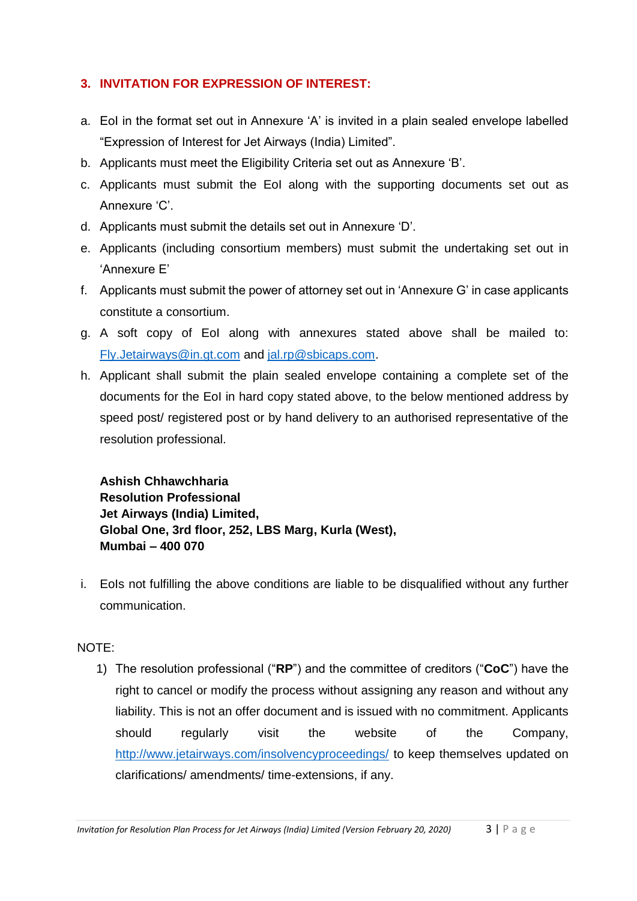## 3. INVITATION FOR EXPRESSION OF INTEREST:

a. EoI in the format set out in Annexure 'A' is invited in a plain sealed envelope labelled "Expression of Interest for Jet Airways (India) Limited".

b. Applicants must meet the Eligibility Criteria set out as Annexure 'B'.

c. Applicants must submit the EoI along with the supporting documents set out as Annexure 'C'.

d. Applicants must submit the details set out in Annexure 'D'.

e. Applicants (including consortium members) must submit the undertaking set out in 'Annexure E'

f. Applicants must submit the power of attorney set out in 'Annexure G' in case applicants constitute a consortium.

g. A soft copy of EoI along with annexures stated above shall be mailed to: Fly.Jetairways@in.gt.com and jal.rp@sbicaps.com.

h. Applicant shall submit the plain sealed envelope containing a complete set of the documents for the EoI in hard copy stated above, to the below mentioned address by speed post/ registered post or by hand delivery to an authorised representative of the resolution professional.

**Ashish Chhawchharia**
**Resolution Professional**
**Jet Airways (India) Limited,**
**Global One, 3rd floor, 252, LBS Marg, Kurla (West),**
**Mumbai – 400 070**

i. EoIs not fulfilling the above conditions are liable to be disqualified without any further communication.

NOTE:

1) The resolution professional ("**RP**") and the committee of creditors ("**CoC**") have the right to cancel or modify the process without assigning any reason and without any liability. This is not an offer document and is issued with no commitment. Applicants should regularly visit the website of the Company, http://www.jetairways.com/insolvencyproceedings/ to keep themselves updated on clarifications/ amendments/ time-extensions, if any.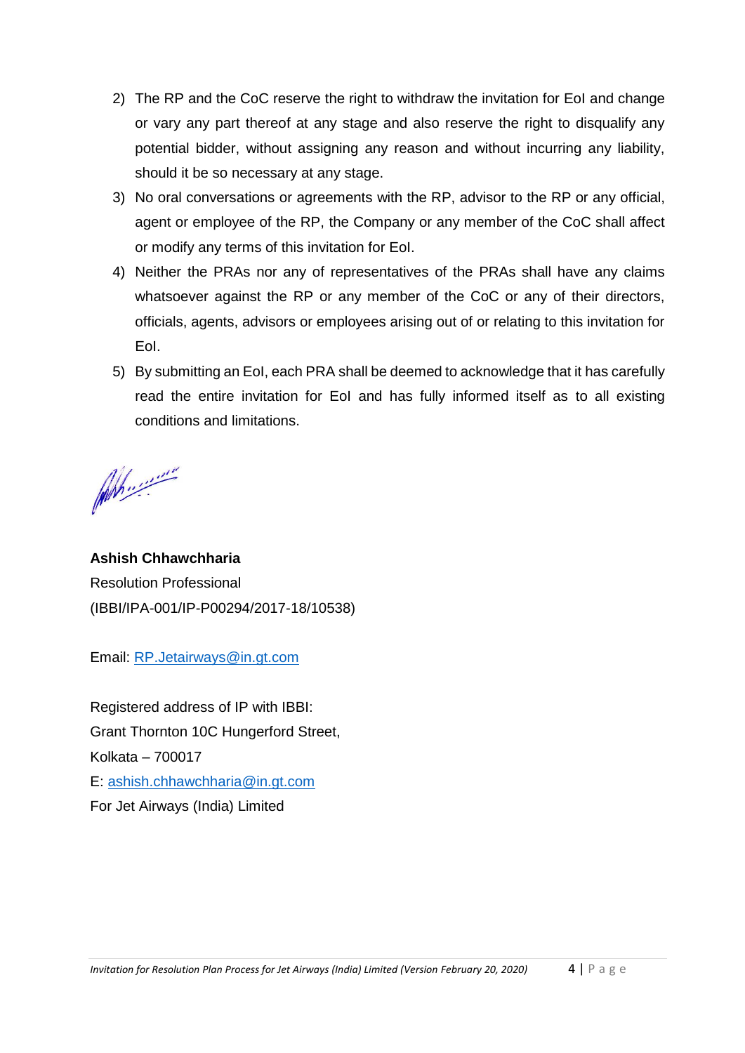2) The RP and the CoC reserve the right to withdraw the invitation for EoI and change or vary any part thereof at any stage and also reserve the right to disqualify any potential bidder, without assigning any reason and without incurring any liability, should it be so necessary at any stage.
3) No oral conversations or agreements with the RP, advisor to the RP or any official, agent or employee of the RP, the Company or any member of the CoC shall affect or modify any terms of this invitation for EoI.
4) Neither the PRAs nor any of representatives of the PRAs shall have any claims whatsoever against the RP or any member of the CoC or any of their directors, officials, agents, advisors or employees arising out of or relating to this invitation for EoI.
5) By submitting an EoI, each PRA shall be deemed to acknowledge that it has carefully read the entire invitation for EoI and has fully informed itself as to all existing conditions and limitations.

**Ashish Chhawchharia**
Resolution Professional
(IBBI/IPA-001/IP-P00294/2017-18/10538)

Email: RP.Jetairways@in.gt.com

Registered address of IP with IBBI:
Grant Thornton 10C Hungerford Street,
Kolkata – 700017
E: ashish.chhawchharia@in.gt.com
For Jet Airways (India) Limited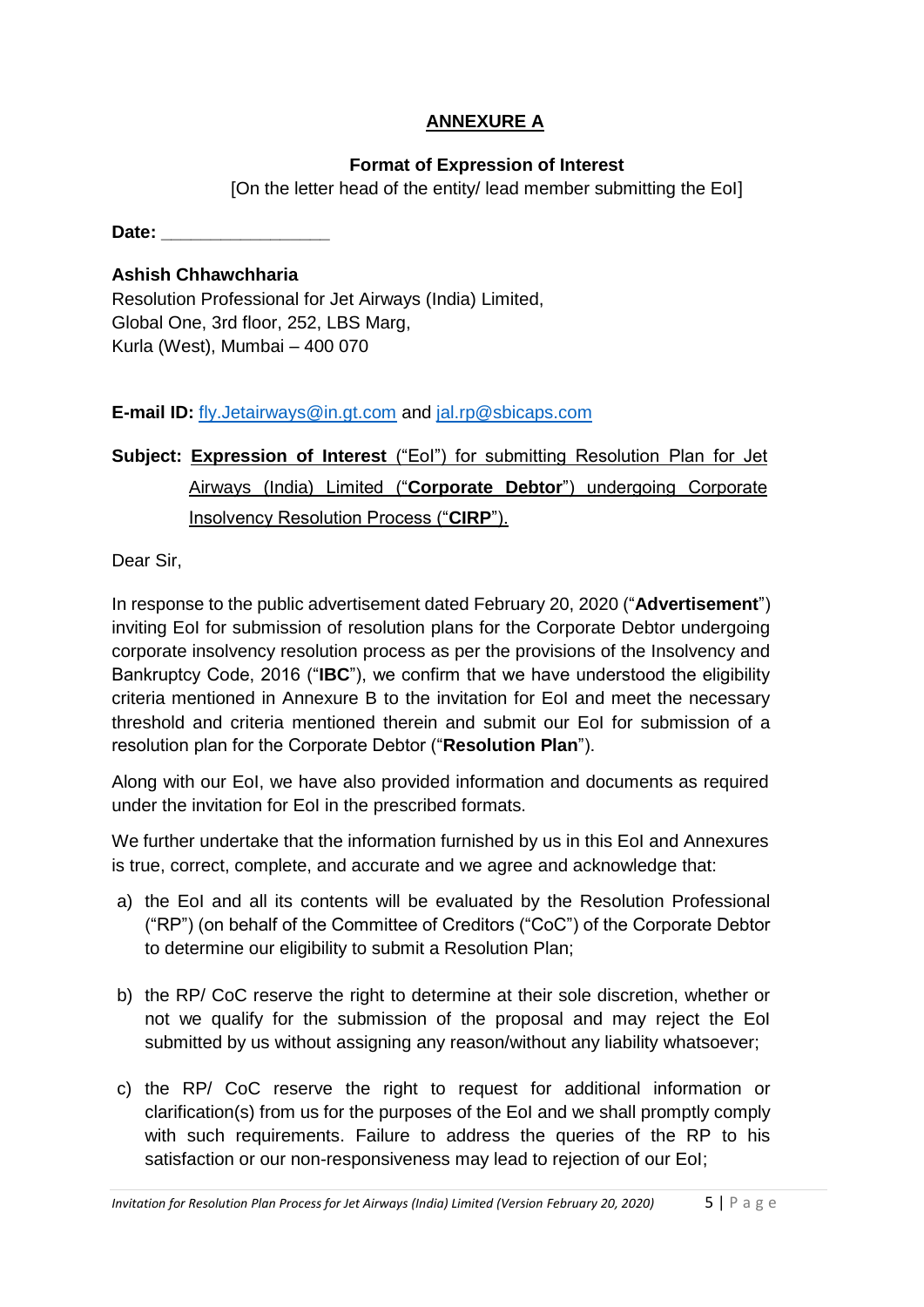## ANNEXURE A

**Format of Expression of Interest**

[On the letter head of the entity/ lead member submitting the EoI]

**Date:** \_\_\_\_\_\_\_\_\_\_\_\_\_\_\_\_\_

**Ashish Chhawchharia**
Resolution Professional for Jet Airways (India) Limited,
Global One, 3rd floor, 252, LBS Marg,
Kurla (West), Mumbai – 400 070

**E-mail ID:** fly.Jetairways@in.gt.com and jal.rp@sbicaps.com

**Subject:** **Expression of Interest** ("EoI") for submitting Resolution Plan for Jet Airways (India) Limited ("**Corporate Debtor**") undergoing Corporate Insolvency Resolution Process ("**CIRP**").

Dear Sir,

In response to the public advertisement dated February 20, 2020 ("**Advertisement**") inviting EoI for submission of resolution plans for the Corporate Debtor undergoing corporate insolvency resolution process as per the provisions of the Insolvency and Bankruptcy Code, 2016 ("**IBC**"), we confirm that we have understood the eligibility criteria mentioned in Annexure B to the invitation for EoI and meet the necessary threshold and criteria mentioned therein and submit our EoI for submission of a resolution plan for the Corporate Debtor ("**Resolution Plan**").

Along with our EoI, we have also provided information and documents as required under the invitation for EoI in the prescribed formats.

We further undertake that the information furnished by us in this EoI and Annexures is true, correct, complete, and accurate and we agree and acknowledge that:

a) the EoI and all its contents will be evaluated by the Resolution Professional ("RP") (on behalf of the Committee of Creditors ("CoC") of the Corporate Debtor to determine our eligibility to submit a Resolution Plan;

b) the RP/ CoC reserve the right to determine at their sole discretion, whether or not we qualify for the submission of the proposal and may reject the EoI submitted by us without assigning any reason/without any liability whatsoever;

c) the RP/ CoC reserve the right to request for additional information or clarification(s) from us for the purposes of the EoI and we shall promptly comply with such requirements. Failure to address the queries of the RP to his satisfaction or our non-responsiveness may lead to rejection of our EoI;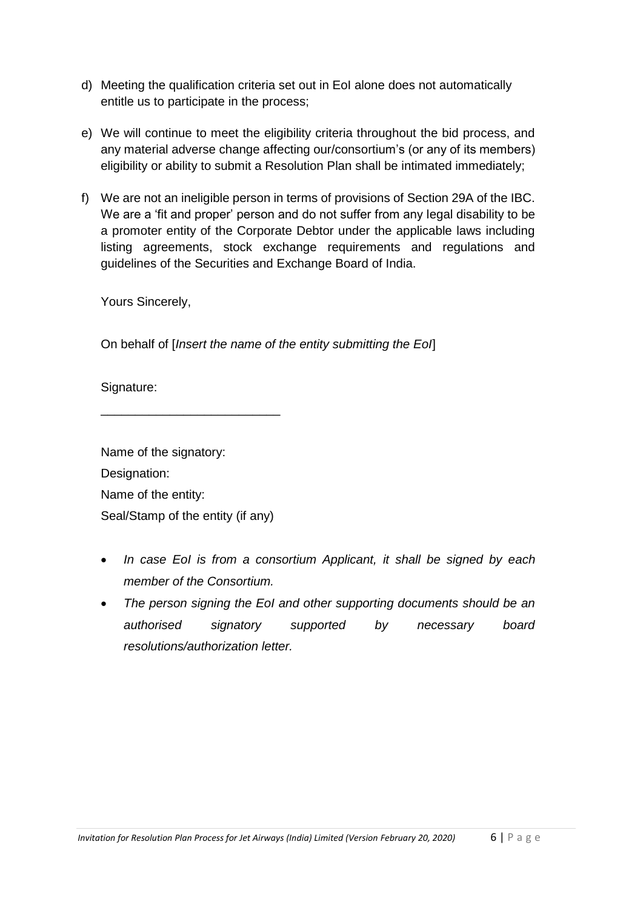d) Meeting the qualification criteria set out in EoI alone does not automatically entitle us to participate in the process;

e) We will continue to meet the eligibility criteria throughout the bid process, and any material adverse change affecting our/consortium's (or any of its members) eligibility or ability to submit a Resolution Plan shall be intimated immediately;

f) We are not an ineligible person in terms of provisions of Section 29A of the IBC. We are a 'fit and proper' person and do not suffer from any legal disability to be a promoter entity of the Corporate Debtor under the applicable laws including listing agreements, stock exchange requirements and regulations and guidelines of the Securities and Exchange Board of India.

Yours Sincerely,

On behalf of [*Insert the name of the entity submitting the EoI*]

Signature:

___________________________

Name of the signatory:

Designation:

Name of the entity:

Seal/Stamp of the entity (if any)

- *In case EoI is from a consortium Applicant, it shall be signed by each member of the Consortium.*
- *The person signing the EoI and other supporting documents should be an authorised signatory supported by necessary board resolutions/authorization letter.*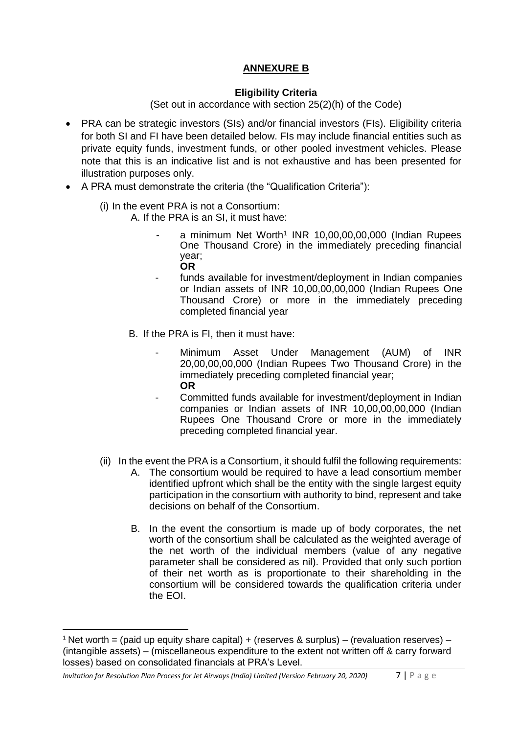## ANNEXURE B

### Eligibility Criteria

(Set out in accordance with section 25(2)(h) of the Code)

- PRA can be strategic investors (SIs) and/or financial investors (FIs). Eligibility criteria for both SI and FI have been detailed below. FIs may include financial entities such as private equity funds, investment funds, or other pooled investment vehicles. Please note that this is an indicative list and is not exhaustive and has been presented for illustration purposes only.
- A PRA must demonstrate the criteria (the "Qualification Criteria"):

  (i) In the event PRA is not a Consortium:

  A. If the PRA is an SI, it must have:

  - a minimum Net Worth[1] INR 10,00,00,00,000 (Indian Rupees One Thousand Crore) in the immediately preceding financial year;

    **OR**

  - funds available for investment/deployment in Indian companies or Indian assets of INR 10,00,00,00,000 (Indian Rupees One Thousand Crore) or more in the immediately preceding completed financial year

  B. If the PRA is FI, then it must have:

  - Minimum Asset Under Management (AUM) of INR 20,00,00,00,000 (Indian Rupees Two Thousand Crore) in the immediately preceding completed financial year;

    **OR**

  - Committed funds available for investment/deployment in Indian companies or Indian assets of INR 10,00,00,00,000 (Indian Rupees One Thousand Crore or more in the immediately preceding completed financial year.

  (ii) In the event the PRA is a Consortium, it should fulfil the following requirements:

  A. The consortium would be required to have a lead consortium member identified upfront which shall be the entity with the single largest equity participation in the consortium with authority to bind, represent and take decisions on behalf of the Consortium.

  B. In the event the consortium is made up of body corporates, the net worth of the consortium shall be calculated as the weighted average of the net worth of the individual members (value of any negative parameter shall be considered as nil). Provided that only such portion of their net worth as is proportionate to their shareholding in the consortium will be considered towards the qualification criteria under the EOI.

---

[1] Net worth = (paid up equity share capital) + (reserves & surplus) – (revaluation reserves) – (intangible assets) – (miscellaneous expenditure to the extent not written off & carry forward losses) based on consolidated financials at PRA's Level.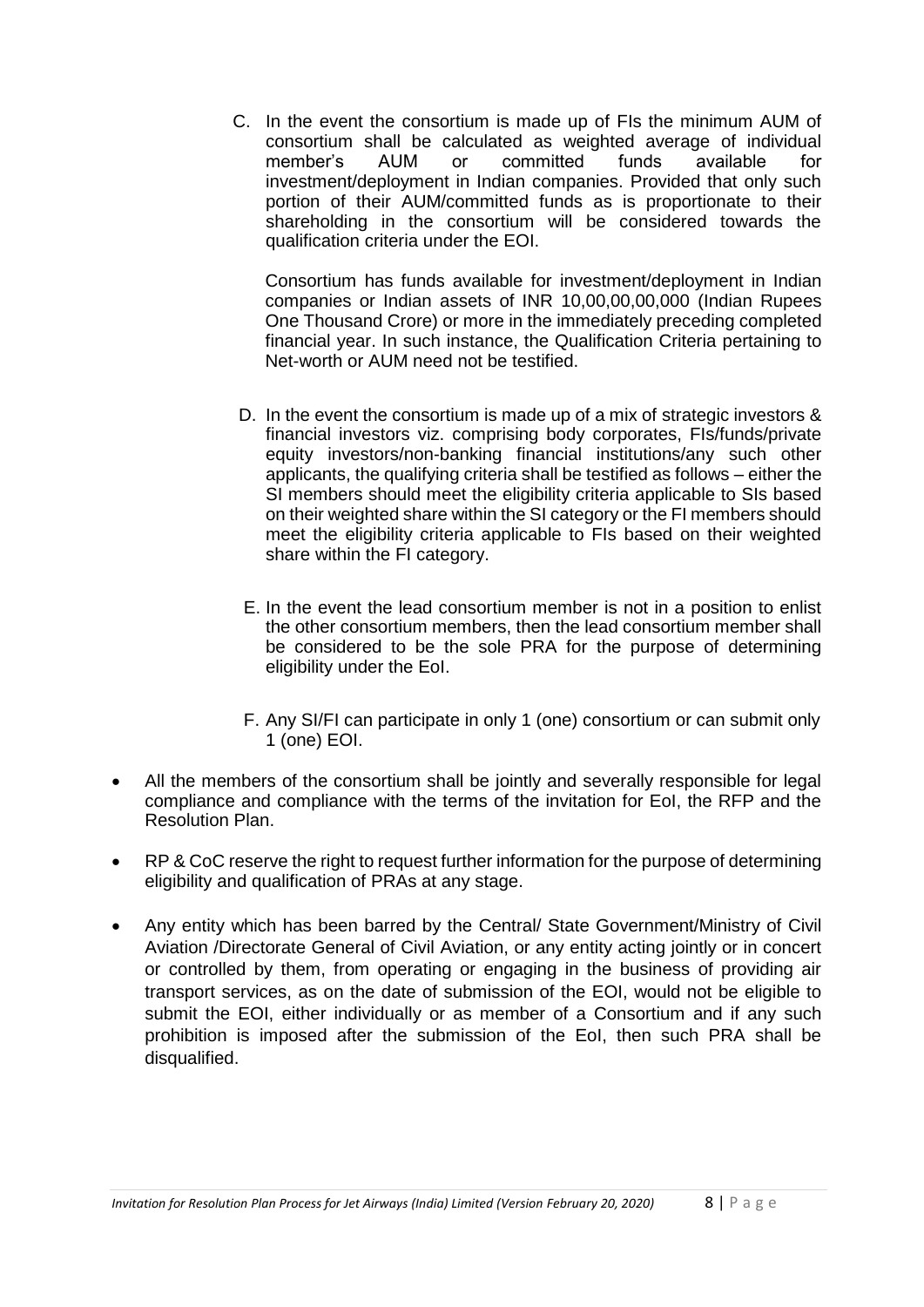C. In the event the consortium is made up of FIs the minimum AUM of consortium shall be calculated as weighted average of individual member's AUM or committed funds available for investment/deployment in Indian companies. Provided that only such portion of their AUM/committed funds as is proportionate to their shareholding in the consortium will be considered towards the qualification criteria under the EOI.

   Consortium has funds available for investment/deployment in Indian companies or Indian assets of INR 10,00,00,00,000 (Indian Rupees One Thousand Crore) or more in the immediately preceding completed financial year. In such instance, the Qualification Criteria pertaining to Net-worth or AUM need not be testified.

D. In the event the consortium is made up of a mix of strategic investors & financial investors viz. comprising body corporates, FIs/funds/private equity investors/non-banking financial institutions/any such other applicants, the qualifying criteria shall be testified as follows – either the SI members should meet the eligibility criteria applicable to SIs based on their weighted share within the SI category or the FI members should meet the eligibility criteria applicable to FIs based on their weighted share within the FI category.

E. In the event the lead consortium member is not in a position to enlist the other consortium members, then the lead consortium member shall be considered to be the sole PRA for the purpose of determining eligibility under the EoI.

F. Any SI/FI can participate in only 1 (one) consortium or can submit only 1 (one) EOI.

- All the members of the consortium shall be jointly and severally responsible for legal compliance and compliance with the terms of the invitation for EoI, the RFP and the Resolution Plan.
- RP & CoC reserve the right to request further information for the purpose of determining eligibility and qualification of PRAs at any stage.
- Any entity which has been barred by the Central/ State Government/Ministry of Civil Aviation /Directorate General of Civil Aviation, or any entity acting jointly or in concert or controlled by them, from operating or engaging in the business of providing air transport services, as on the date of submission of the EOI, would not be eligible to submit the EOI, either individually or as member of a Consortium and if any such prohibition is imposed after the submission of the EoI, then such PRA shall be disqualified.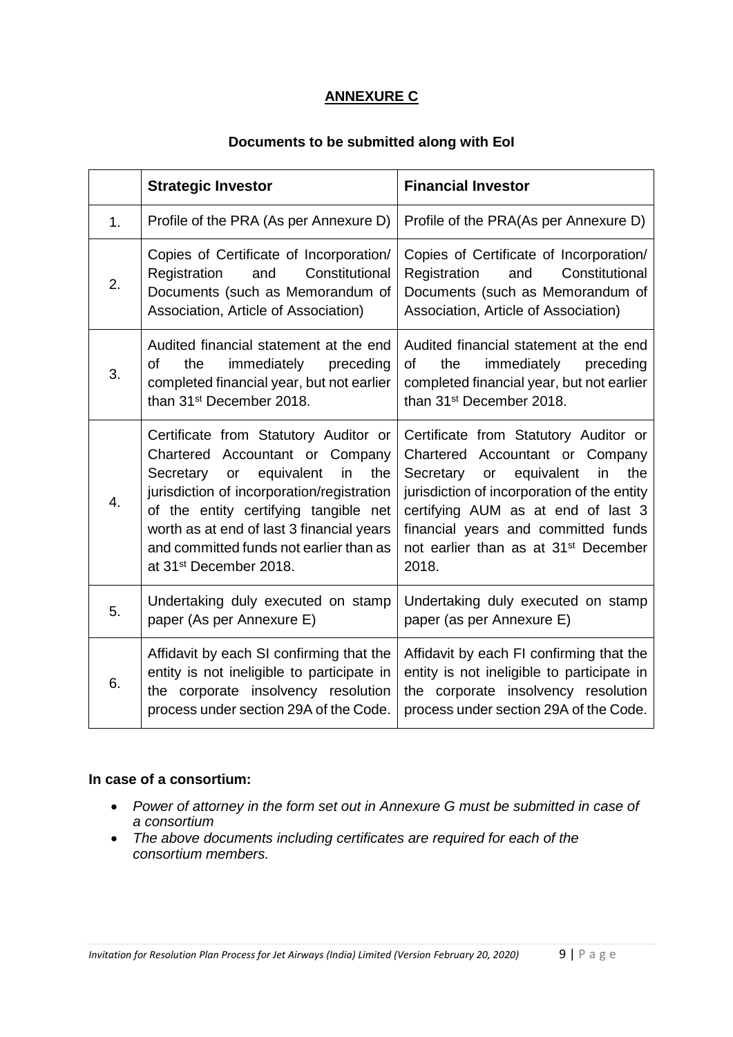## ANNEXURE C

### Documents to be submitted along with EoI

| | Strategic Investor | Financial Investor |
|---|---|---|
| 1. | Profile of the PRA (As per Annexure D) | Profile of the PRA(As per Annexure D) |
| 2. | Copies of Certificate of Incorporation/ Registration and Constitutional Documents (such as Memorandum of Association, Article of Association) | Copies of Certificate of Incorporation/ Registration and Constitutional Documents (such as Memorandum of Association, Article of Association) |
| 3. | Audited financial statement at the end of the immediately preceding completed financial year, but not earlier than 31st December 2018. | Audited financial statement at the end of the immediately preceding completed financial year, but not earlier than 31st December 2018. |
| 4. | Certificate from Statutory Auditor or Chartered Accountant or Company Secretary or equivalent in the jurisdiction of incorporation/registration of the entity certifying tangible net worth as at end of last 3 financial years and committed funds not earlier than as at 31st December 2018. | Certificate from Statutory Auditor or Chartered Accountant or Company Secretary or equivalent in the jurisdiction of incorporation of the entity certifying AUM as at end of last 3 financial years and committed funds not earlier than as at 31st December 2018. |
| 5. | Undertaking duly executed on stamp paper (As per Annexure E) | Undertaking duly executed on stamp paper (as per Annexure E) |
| 6. | Affidavit by each SI confirming that the entity is not ineligible to participate in the corporate insolvency resolution process under section 29A of the Code. | Affidavit by each FI confirming that the entity is not ineligible to participate in the corporate insolvency resolution process under section 29A of the Code. |

**In case of a consortium:**

- *Power of attorney in the form set out in Annexure G must be submitted in case of a consortium*
- *The above documents including certificates are required for each of the consortium members.*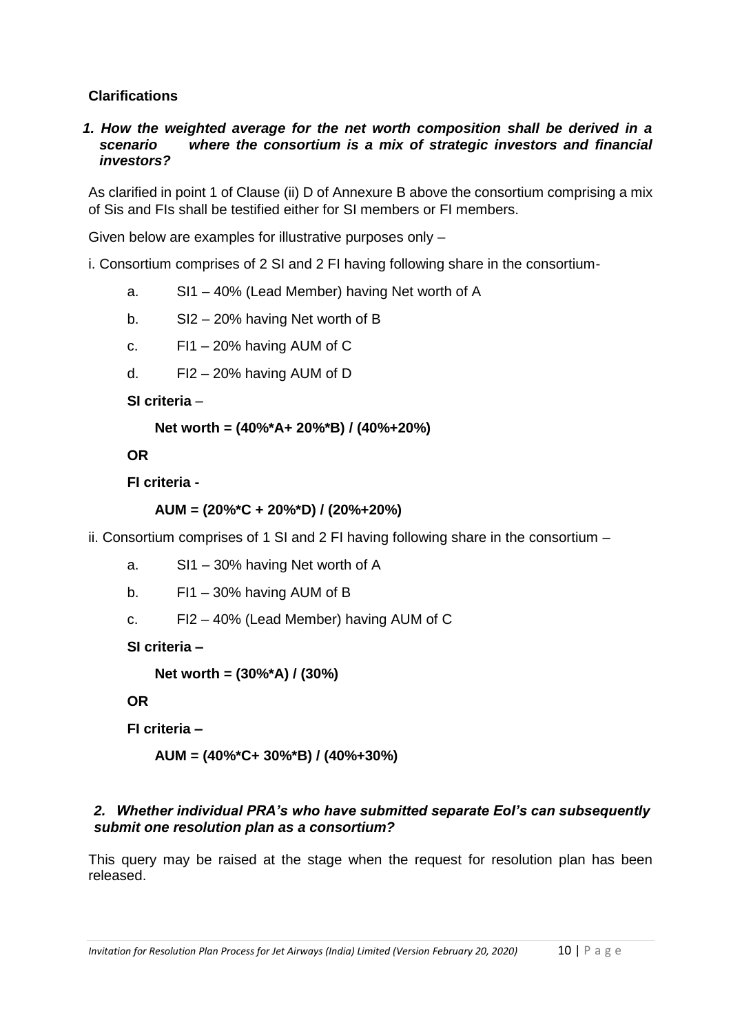**Clarifications**

***1. How the weighted average for the net worth composition shall be derived in a scenario where the consortium is a mix of strategic investors and financial investors?***

As clarified in point 1 of Clause (ii) D of Annexure B above the consortium comprising a mix of Sis and FIs shall be testified either for SI members or FI members.

Given below are examples for illustrative purposes only –

i. Consortium comprises of 2 SI and 2 FI having following share in the consortium-

a. SI1 – 40% (Lead Member) having Net worth of A

b. SI2 – 20% having Net worth of B

c. FI1 – 20% having AUM of C

d. FI2 – 20% having AUM of D

**SI criteria** –

**Net worth = (40%*A+ 20%*B) / (40%+20%)**

**OR**

**FI criteria -**

**AUM = (20%*C + 20%*D) / (20%+20%)**

ii. Consortium comprises of 1 SI and 2 FI having following share in the consortium –

a. SI1 – 30% having Net worth of A

b. FI1 – 30% having AUM of B

c. FI2 – 40% (Lead Member) having AUM of C

**SI criteria –**

**Net worth = (30%*A) / (30%)**

**OR**

**FI criteria –**

**AUM = (40%*C+ 30%*B) / (40%+30%)**

***2. Whether individual PRA's who have submitted separate EoI's can subsequently submit one resolution plan as a consortium?***

This query may be raised at the stage when the request for resolution plan has been released.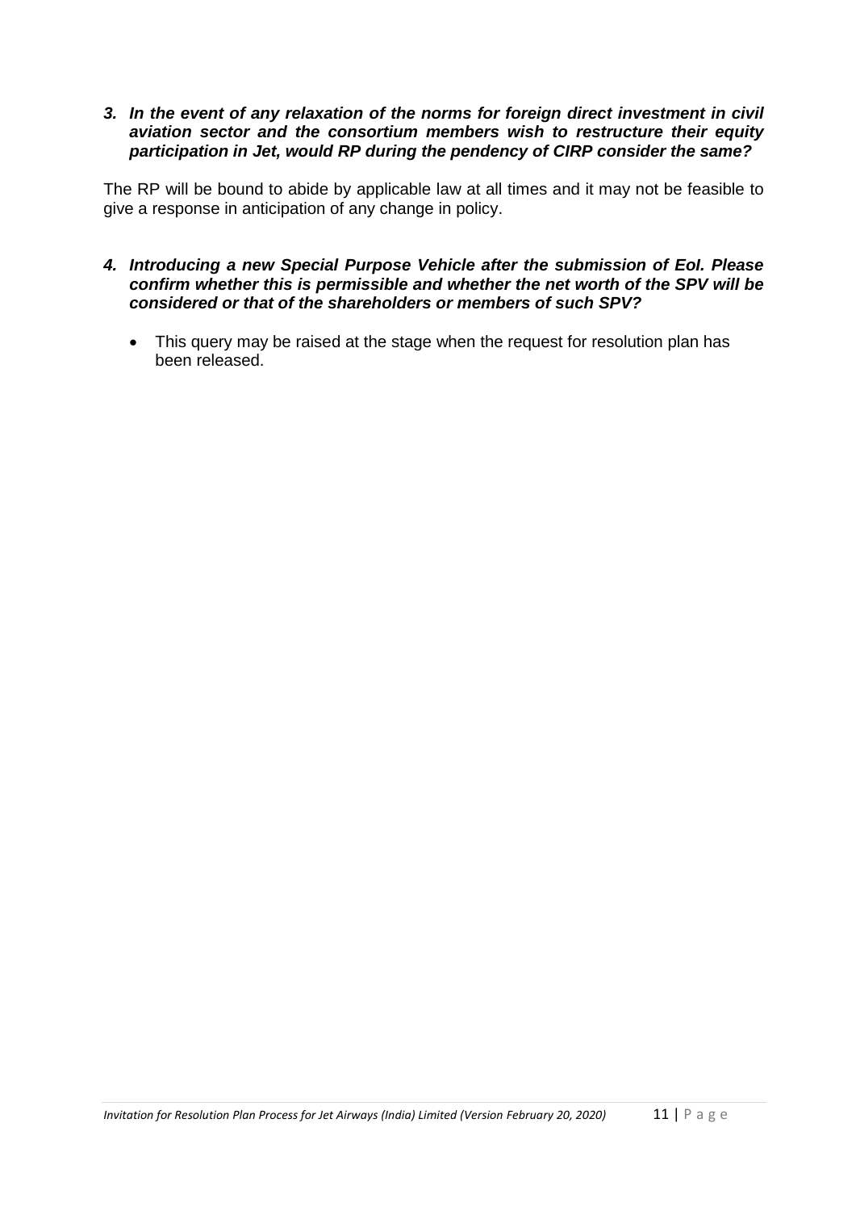***3. In the event of any relaxation of the norms for foreign direct investment in civil aviation sector and the consortium members wish to restructure their equity participation in Jet, would RP during the pendency of CIRP consider the same?***

The RP will be bound to abide by applicable law at all times and it may not be feasible to give a response in anticipation of any change in policy.

***4. Introducing a new Special Purpose Vehicle after the submission of EoI. Please confirm whether this is permissible and whether the net worth of the SPV will be considered or that of the shareholders or members of such SPV?***

- This query may be raised at the stage when the request for resolution plan has been released.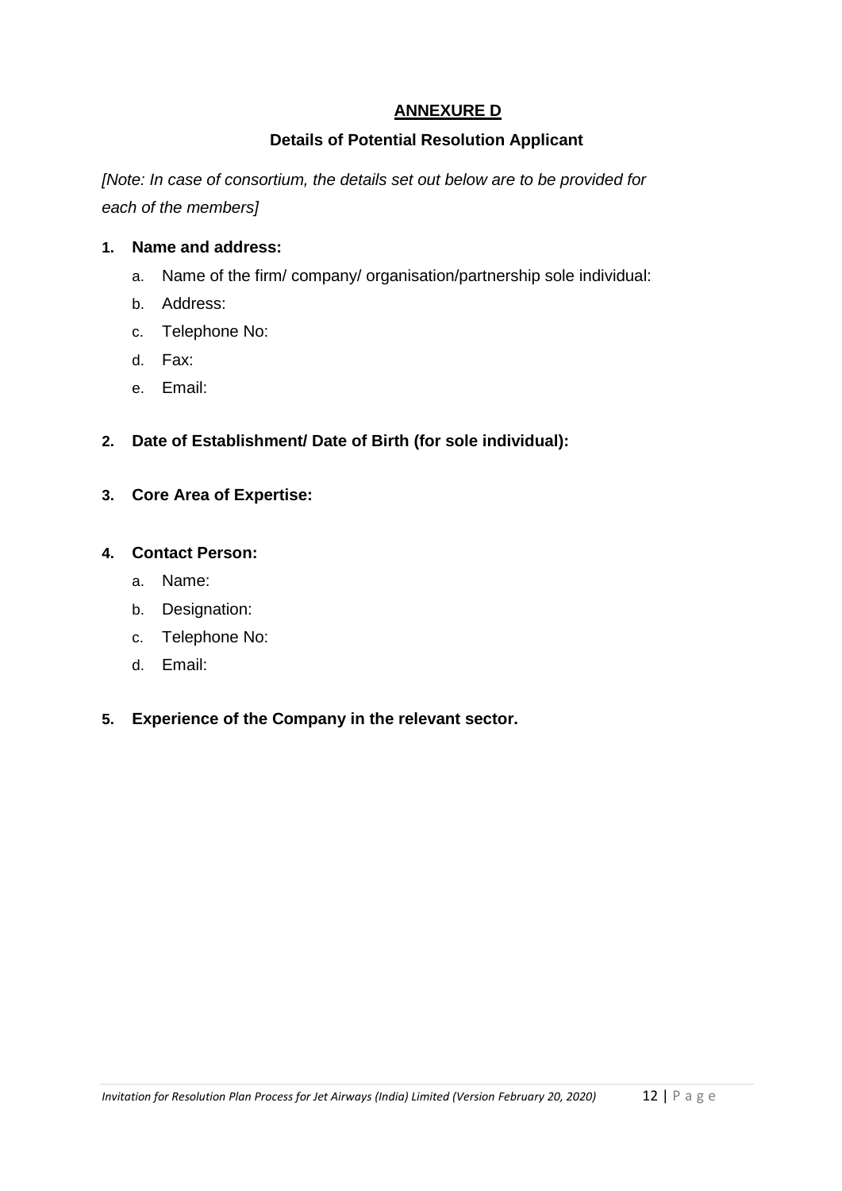## ANNEXURE D

### Details of Potential Resolution Applicant

*[Note: In case of consortium, the details set out below are to be provided for each of the members]*

1. **Name and address:**
   a. Name of the firm/ company/ organisation/partnership sole individual:
   b. Address:
   c. Telephone No:
   d. Fax:
   e. Email:

2. **Date of Establishment/ Date of Birth (for sole individual):**

3. **Core Area of Expertise:**

4. **Contact Person:**
   a. Name:
   b. Designation:
   c. Telephone No:
   d. Email:

5. **Experience of the Company in the relevant sector.**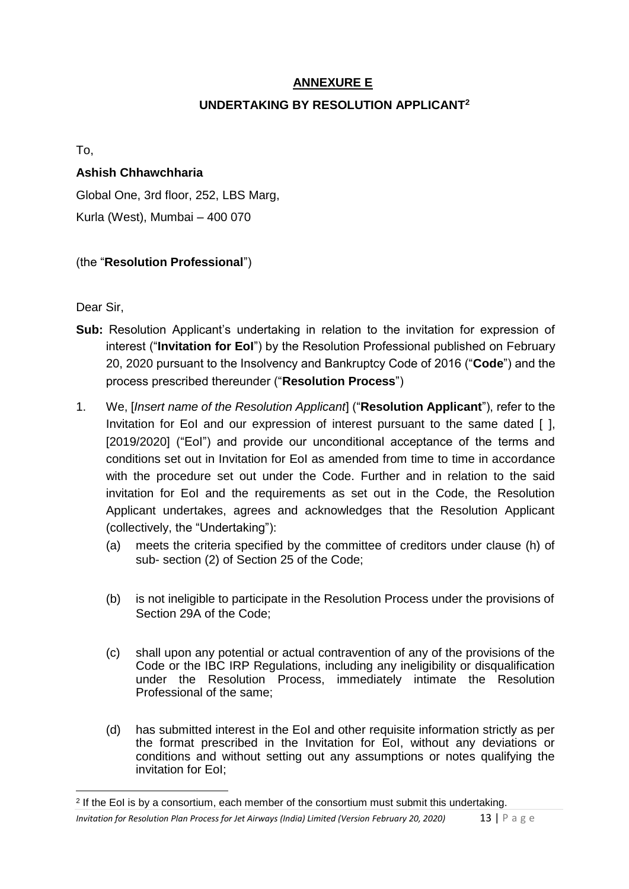## ANNEXURE E

## UNDERTAKING BY RESOLUTION APPLICANT[2]

To,

**Ashish Chhawchharia**

Global One, 3rd floor, 252, LBS Marg,

Kurla (West), Mumbai – 400 070

(the "**Resolution Professional**")

Dear Sir,

**Sub:** Resolution Applicant's undertaking in relation to the invitation for expression of interest ("**Invitation for EoI**") by the Resolution Professional published on February 20, 2020 pursuant to the Insolvency and Bankruptcy Code of 2016 ("**Code**") and the process prescribed thereunder ("**Resolution Process**")

1. We, [*Insert name of the Resolution Applicant*] ("**Resolution Applicant**"), refer to the Invitation for EoI and our expression of interest pursuant to the same dated [ ], [2019/2020] ("EoI") and provide our unconditional acceptance of the terms and conditions set out in Invitation for EoI as amended from time to time in accordance with the procedure set out under the Code. Further and in relation to the said invitation for EoI and the requirements as set out in the Code, the Resolution Applicant undertakes, agrees and acknowledges that the Resolution Applicant (collectively, the "Undertaking"):

   (a) meets the criteria specified by the committee of creditors under clause (h) of sub- section (2) of Section 25 of the Code;

   (b) is not ineligible to participate in the Resolution Process under the provisions of Section 29A of the Code;

   (c) shall upon any potential or actual contravention of any of the provisions of the Code or the IBC IRP Regulations, including any ineligibility or disqualification under the Resolution Process, immediately intimate the Resolution Professional of the same;

   (d) has submitted interest in the EoI and other requisite information strictly as per the format prescribed in the Invitation for EoI, without any deviations or conditions and without setting out any assumptions or notes qualifying the invitation for EoI;

[2] If the EoI is by a consortium, each member of the consortium must submit this undertaking.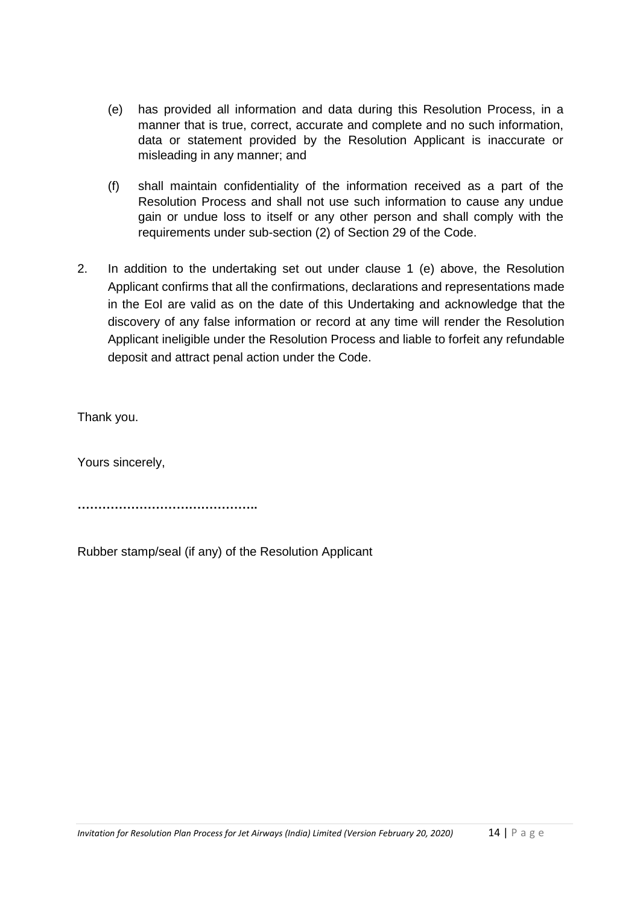(e) has provided all information and data during this Resolution Process, in a manner that is true, correct, accurate and complete and no such information, data or statement provided by the Resolution Applicant is inaccurate or misleading in any manner; and

(f) shall maintain confidentiality of the information received as a part of the Resolution Process and shall not use such information to cause any undue gain or undue loss to itself or any other person and shall comply with the requirements under sub-section (2) of Section 29 of the Code.

2. In addition to the undertaking set out under clause 1 (e) above, the Resolution Applicant confirms that all the confirmations, declarations and representations made in the EoI are valid as on the date of this Undertaking and acknowledge that the discovery of any false information or record at any time will render the Resolution Applicant ineligible under the Resolution Process and liable to forfeit any refundable deposit and attract penal action under the Code.

Thank you.

Yours sincerely,

**……………………………………..**

Rubber stamp/seal (if any) of the Resolution Applicant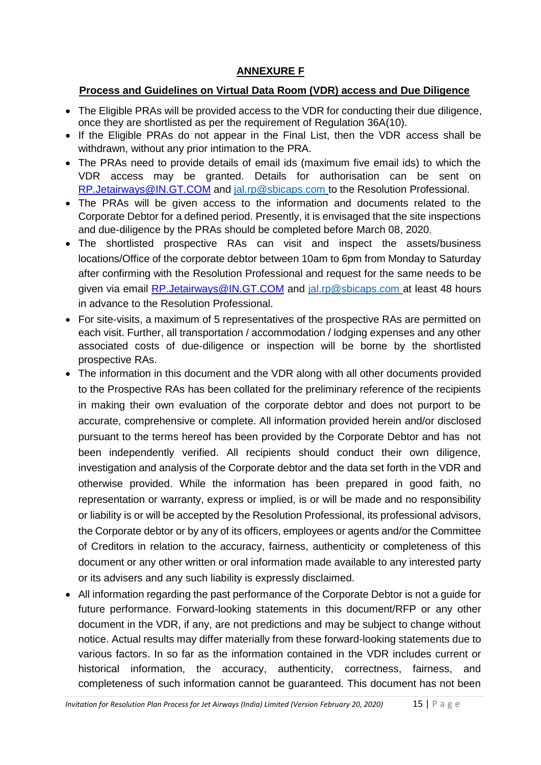## ANNEXURE F

### Process and Guidelines on Virtual Data Room (VDR) access and Due Diligence

- The Eligible PRAs will be provided access to the VDR for conducting their due diligence, once they are shortlisted as per the requirement of Regulation 36A(10).
- If the Eligible PRAs do not appear in the Final List, then the VDR access shall be withdrawn, without any prior intimation to the PRA.
- The PRAs need to provide details of email ids (maximum five email ids) to which the VDR access may be granted. Details for authorisation can be sent on RP.Jetairways@IN.GT.COM and jal.rp@sbicaps.com to the Resolution Professional.
- The PRAs will be given access to the information and documents related to the Corporate Debtor for a defined period. Presently, it is envisaged that the site inspections and due-diligence by the PRAs should be completed before March 08, 2020.
- The shortlisted prospective RAs can visit and inspect the assets/business locations/Office of the corporate debtor between 10am to 6pm from Monday to Saturday after confirming with the Resolution Professional and request for the same needs to be given via email RP.Jetairways@IN.GT.COM and jal.rp@sbicaps.com at least 48 hours in advance to the Resolution Professional.
- For site-visits, a maximum of 5 representatives of the prospective RAs are permitted on each visit. Further, all transportation / accommodation / lodging expenses and any other associated costs of due-diligence or inspection will be borne by the shortlisted prospective RAs.
- The information in this document and the VDR along with all other documents provided to the Prospective RAs has been collated for the preliminary reference of the recipients in making their own evaluation of the corporate debtor and does not purport to be accurate, comprehensive or complete. All information provided herein and/or disclosed pursuant to the terms hereof has been provided by the Corporate Debtor and has not been independently verified. All recipients should conduct their own diligence, investigation and analysis of the Corporate debtor and the data set forth in the VDR and otherwise provided. While the information has been prepared in good faith, no representation or warranty, express or implied, is or will be made and no responsibility or liability is or will be accepted by the Resolution Professional, its professional advisors, the Corporate debtor or by any of its officers, employees or agents and/or the Committee of Creditors in relation to the accuracy, fairness, authenticity or completeness of this document or any other written or oral information made available to any interested party or its advisers and any such liability is expressly disclaimed.
- All information regarding the past performance of the Corporate Debtor is not a guide for future performance. Forward-looking statements in this document/RFP or any other document in the VDR, if any, are not predictions and may be subject to change without notice. Actual results may differ materially from these forward-looking statements due to various factors. In so far as the information contained in the VDR includes current or historical information, the accuracy, authenticity, correctness, fairness, and completeness of such information cannot be guaranteed. This document has not been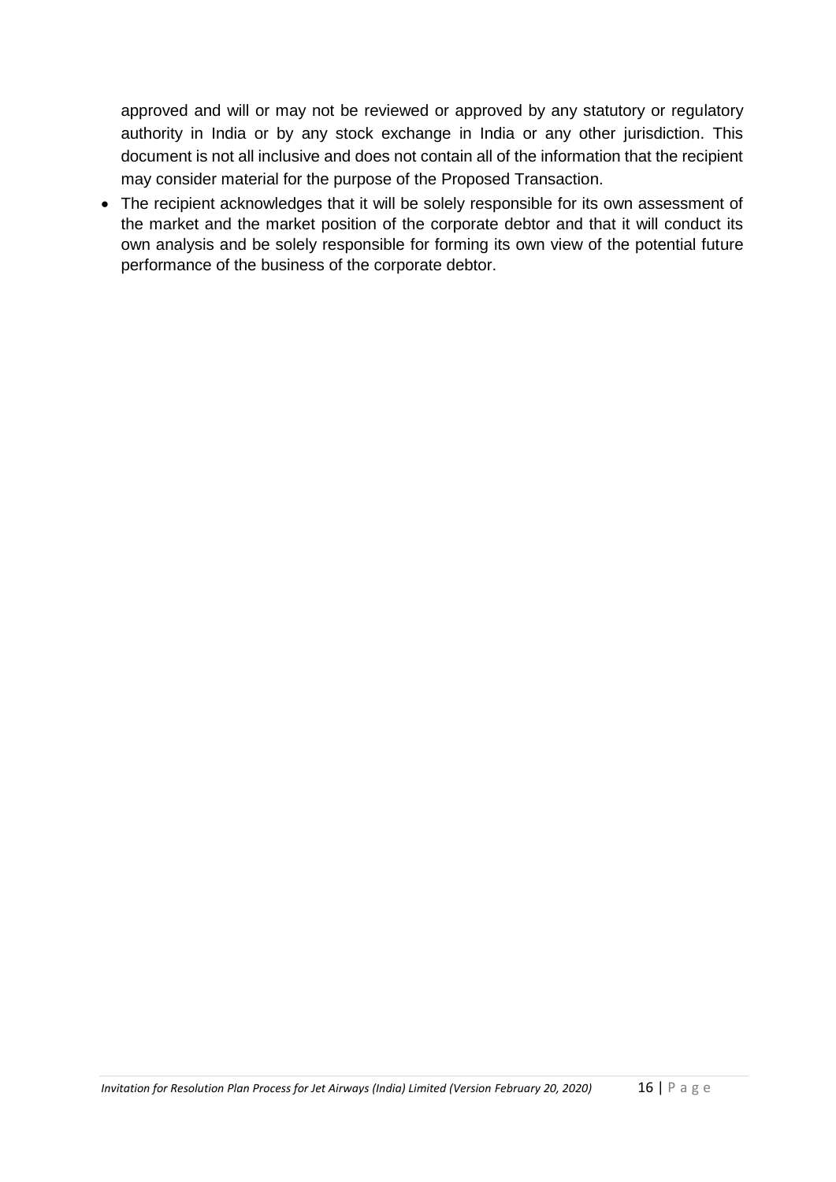approved and will or may not be reviewed or approved by any statutory or regulatory authority in India or by any stock exchange in India or any other jurisdiction. This document is not all inclusive and does not contain all of the information that the recipient may consider material for the purpose of the Proposed Transaction.

- The recipient acknowledges that it will be solely responsible for its own assessment of the market and the market position of the corporate debtor and that it will conduct its own analysis and be solely responsible for forming its own view of the potential future performance of the business of the corporate debtor.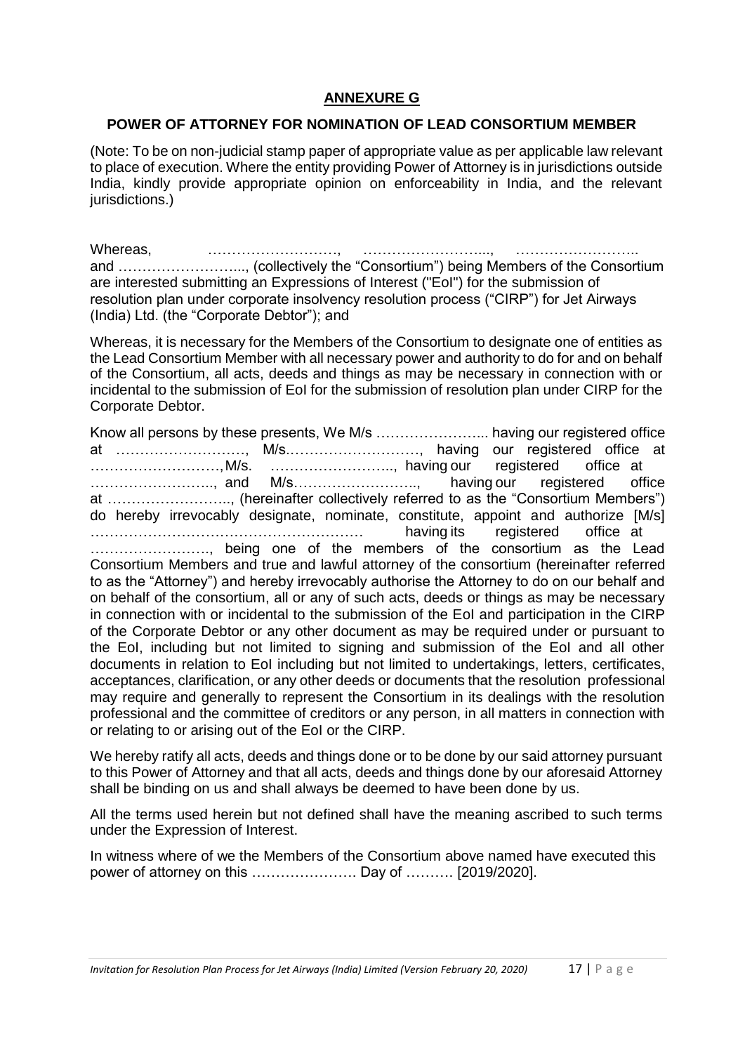## **ANNEXURE G**

### **POWER OF ATTORNEY FOR NOMINATION OF LEAD CONSORTIUM MEMBER**

(Note: To be on non-judicial stamp paper of appropriate value as per applicable law relevant to place of execution. Where the entity providing Power of Attorney is in jurisdictions outside India, kindly provide appropriate opinion on enforceability in India, and the relevant jurisdictions.)

Whereas, ………………………, ……………………..., …………………….. and ……………………..., (collectively the "Consortium") being Members of the Consortium are interested submitting an Expressions of Interest ("EoI") for the submission of resolution plan under corporate insolvency resolution process ("CIRP") for Jet Airways (India) Ltd. (the "Corporate Debtor"); and

Whereas, it is necessary for the Members of the Consortium to designate one of entities as the Lead Consortium Member with all necessary power and authority to do for and on behalf of the Consortium, all acts, deeds and things as may be necessary in connection with or incidental to the submission of EoI for the submission of resolution plan under CIRP for the Corporate Debtor.

Know all persons by these presents, We M/s …………………... having our registered office at ………………………, M/s.………………………, having our registered office at ………………………, M/s. …………………….., having our registered office at …………………….., and M/s…………………….., having our registered office at …………………….., (hereinafter collectively referred to as the "Consortium Members") do hereby irrevocably designate, nominate, constitute, appoint and authorize [M/s] ………………………………………………… having its registered office at ……………………., being one of the members of the consortium as the Lead Consortium Members and true and lawful attorney of the consortium (hereinafter referred to as the "Attorney") and hereby irrevocably authorise the Attorney to do on our behalf and on behalf of the consortium, all or any of such acts, deeds or things as may be necessary in connection with or incidental to the submission of the EoI and participation in the CIRP of the Corporate Debtor or any other document as may be required under or pursuant to the EoI, including but not limited to signing and submission of the EoI and all other documents in relation to EoI including but not limited to undertakings, letters, certificates, acceptances, clarification, or any other deeds or documents that the resolution professional may require and generally to represent the Consortium in its dealings with the resolution professional and the committee of creditors or any person, in all matters in connection with or relating to or arising out of the EoI or the CIRP.

We hereby ratify all acts, deeds and things done or to be done by our said attorney pursuant to this Power of Attorney and that all acts, deeds and things done by our aforesaid Attorney shall be binding on us and shall always be deemed to have been done by us.

All the terms used herein but not defined shall have the meaning ascribed to such terms under the Expression of Interest.

In witness where of we the Members of the Consortium above named have executed this power of attorney on this …………………. Day of ………. [2019/2020].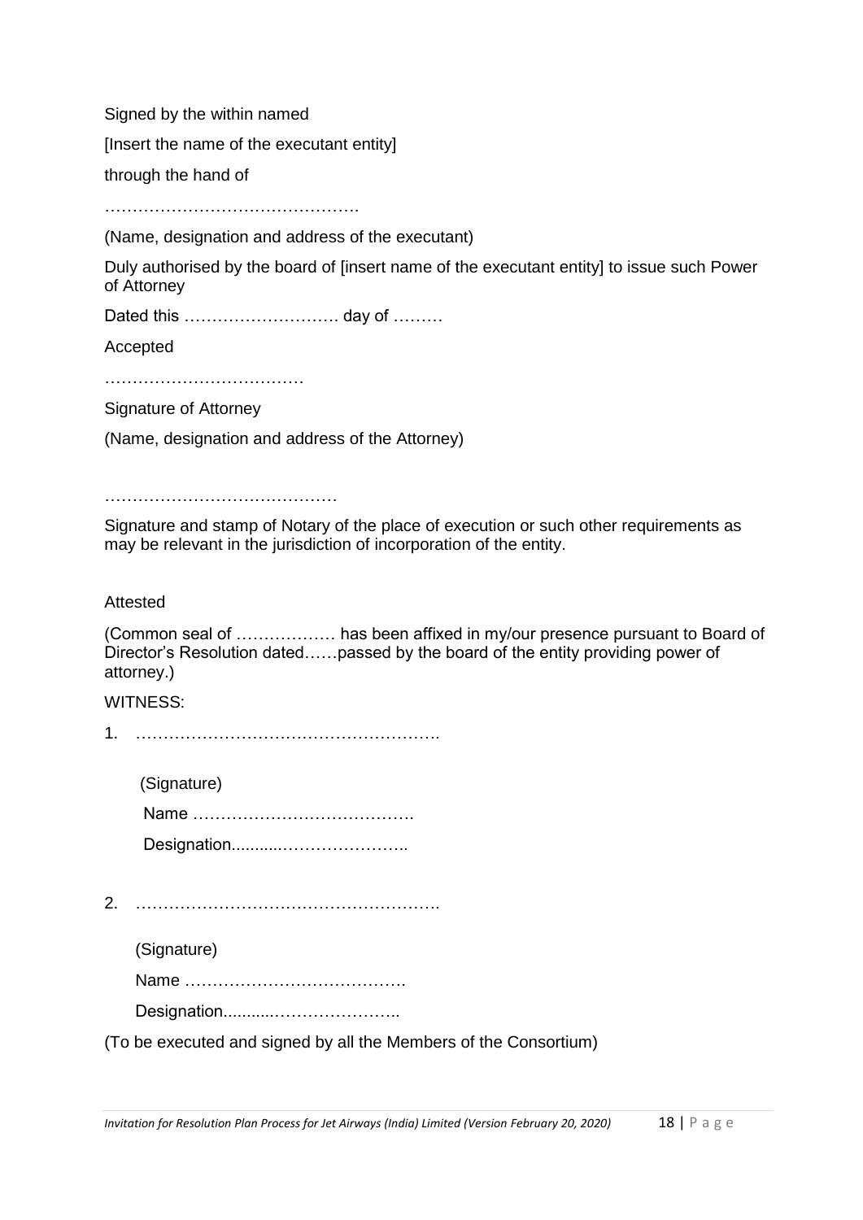Signed by the within named

[Insert the name of the executant entity]

through the hand of

……………………………………….

(Name, designation and address of the executant)

Duly authorised by the board of [insert name of the executant entity] to issue such Power of Attorney

Dated this ………………………. day of ………

Accepted

………………………………

Signature of Attorney

(Name, designation and address of the Attorney)

……………………………………

Signature and stamp of Notary of the place of execution or such other requirements as may be relevant in the jurisdiction of incorporation of the entity.

Attested

(Common seal of ……………… has been affixed in my/our presence pursuant to Board of Director's Resolution dated……passed by the board of the entity providing power of attorney.)

WITNESS:

1. ……………………………………………….

   (Signature)

   Name ………………………………….

   Designation...........…………………..

2. ……………………………………………….

   (Signature)

   Name ………………………………….

   Designation...........…………………..

(To be executed and signed by all the Members of the Consortium)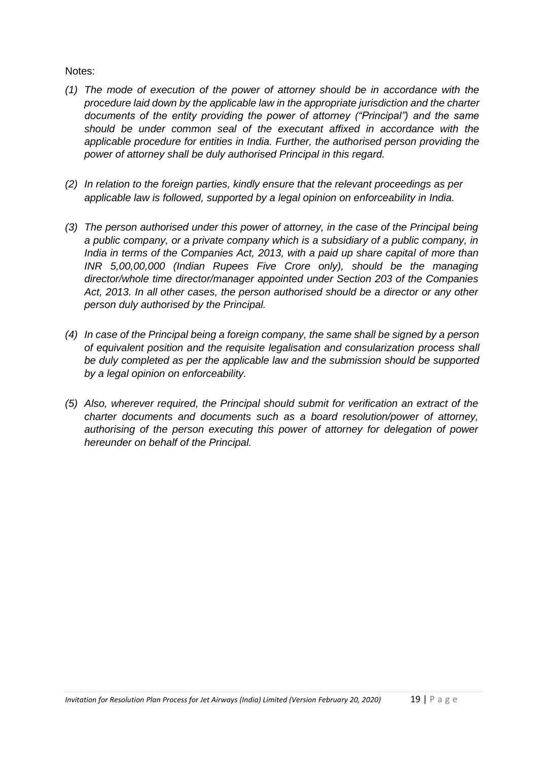Notes:

*(1) The mode of execution of the power of attorney should be in accordance with the procedure laid down by the applicable law in the appropriate jurisdiction and the charter documents of the entity providing the power of attorney ("Principal") and the same should be under common seal of the executant affixed in accordance with the applicable procedure for entities in India. Further, the authorised person providing the power of attorney shall be duly authorised Principal in this regard.*

*(2) In relation to the foreign parties, kindly ensure that the relevant proceedings as per applicable law is followed, supported by a legal opinion on enforceability in India.*

*(3) The person authorised under this power of attorney, in the case of the Principal being a public company, or a private company which is a subsidiary of a public company, in India in terms of the Companies Act, 2013, with a paid up share capital of more than INR 5,00,00,000 (Indian Rupees Five Crore only), should be the managing director/whole time director/manager appointed under Section 203 of the Companies Act, 2013. In all other cases, the person authorised should be a director or any other person duly authorised by the Principal.*

*(4) In case of the Principal being a foreign company, the same shall be signed by a person of equivalent position and the requisite legalisation and consularization process shall be duly completed as per the applicable law and the submission should be supported by a legal opinion on enforceability.*

*(5) Also, wherever required, the Principal should submit for verification an extract of the charter documents and documents such as a board resolution/power of attorney, authorising of the person executing this power of attorney for delegation of power hereunder on behalf of the Principal.*